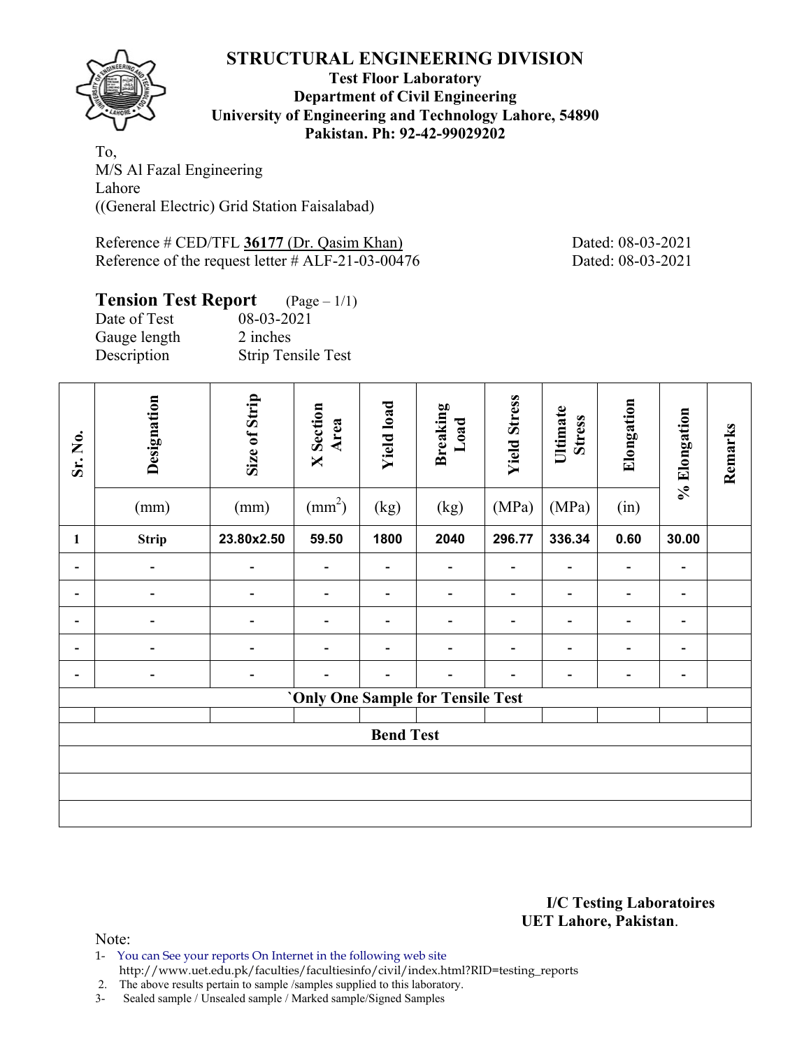# STRUCTURAL ENGINEERING DIVISION

**Test Floor Laboratory**
**Department of Civil Engineering**
**University of Engineering and Technology Lahore, 54890**
**Pakistan. Ph: 92-42-99029202**

To,
M/S Al Fazal Engineering
Lahore
((General Electric) Grid Station Faisalabad)

Reference # CED/TFL **36177** (Dr. Qasim Khan) Dated: 08-03-2021
Reference of the request letter # ALF-21-03-00476 Dated: 08-03-2021

**Tension Test Report** (Page – 1/1)
Date of Test 08-03-2021
Gauge length 2 inches
Description Strip Tensile Test

| Sr. No. | Designation (mm) | Size of Strip (mm) | X Section Area ($mm^2$) | Yield load (kg) | Breaking Load (kg) | Yield Stress (MPa) | Ultimate Stress (MPa) | Elongation (in) | % Elongation | Remarks |
|---|---|---|---|---|---|---|---|---|---|---|
| **1** | **Strip** | **23.80x2.50** | **59.50** | **1800** | **2040** | **296.77** | **336.34** | **0.60** | **30.00** | |
| - | - | - | - | - | - | - | - | - | - | |
| - | - | - | - | - | - | - | - | - | - | |
| - | - | - | - | - | - | - | - | - | - | |
| - | - | - | - | - | - | - | - | - | - | |
| - | - | - | - | - | - | - | - | - | - | |
| **`Only One Sample for Tensile Test** | | | | | | | | | | |
| | | | | | | | | | | |
| **Bend Test** | | | | | | | | | | |
| | | | | | | | | | | |
| | | | | | | | | | | |
| | | | | | | | | | | |

**I/C Testing Laboratoires**
**UET Lahore, Pakistan**.

Note:
1- You can See your reports On Internet in the following web site
http://www.uet.edu.pk/faculties/facultiesinfo/civil/index.html?RID=testing_reports
2. The above results pertain to sample /samples supplied to this laboratory.
3- Sealed sample / Unsealed sample / Marked sample/Signed Samples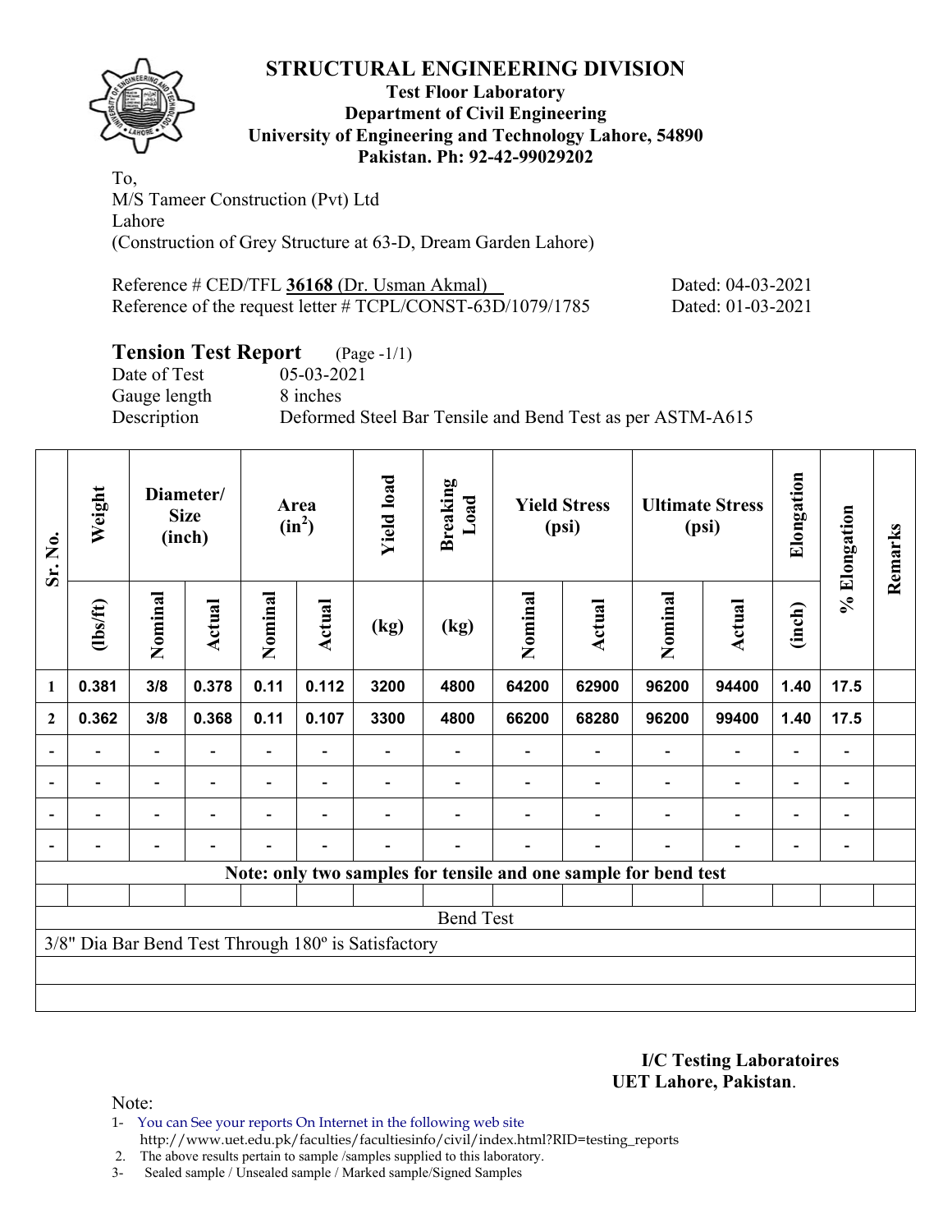# STRUCTURAL ENGINEERING DIVISION

**Test Floor Laboratory**
**Department of Civil Engineering**
**University of Engineering and Technology Lahore, 54890**
**Pakistan. Ph: 92-42-99029202**

To,
M/S Tameer Construction (Pvt) Ltd
Lahore
(Construction of Grey Structure at 63-D, Dream Garden Lahore)

Reference # CED/TFL **36168** (Dr. Usman Akmal) Dated: 04-03-2021
Reference of the request letter # TCPL/CONST-63D/1079/1785 Dated: 01-03-2021

## Tension Test Report (Page -1/1)

Date of Test 05-03-2021
Gauge length 8 inches
Description Deformed Steel Bar Tensile and Bend Test as per ASTM-A615

| Sr. No. | Weight | Diameter/ Size (inch) | | Area ($in^2$) | | Yield load | Breaking Load | Yield Stress (psi) | | Ultimate Stress (psi) | | Elongation | % Elongation | Remarks |
|---|---|---|---|---|---|---|---|---|---|---|---|---|---|---|
| | (lbs/ft) | Nominal | Actual | Nominal | Actual | (kg) | (kg) | Nominal | Actual | Nominal | Actual | (inch) | | |
| 1 | 0.381 | 3/8 | 0.378 | 0.11 | 0.112 | 3200 | 4800 | 64200 | 62900 | 96200 | 94400 | 1.40 | 17.5 | |
| 2 | 0.362 | 3/8 | 0.368 | 0.11 | 0.107 | 3300 | 4800 | 66200 | 68280 | 96200 | 99400 | 1.40 | 17.5 | |
| - | - | - | - | - | - | - | - | - | - | - | - | - | - | |
| - | - | - | - | - | - | - | - | - | - | - | - | - | - | |
| - | - | - | - | - | - | - | - | - | - | - | - | - | - | |
| - | - | - | - | - | - | - | - | - | - | - | - | - | - | |
| **Note: only two samples for tensile and one sample for bend test** | | | | | | | | | | | | | | |
| Bend Test | | | | | | | | | | | | | | |
| 3/8" Dia Bar Bend Test Through 180º is Satisfactory | | | | | | | | | | | | | | |

**I/C Testing Laboratoires**
**UET Lahore, Pakistan**.

Note:
1- You can See your reports On Internet in the following web site
http://www.uet.edu.pk/faculties/facultiesinfo/civil/index.html?RID=testing_reports
2. The above results pertain to sample /samples supplied to this laboratory.
3- Sealed sample / Unsealed sample / Marked sample/Signed Samples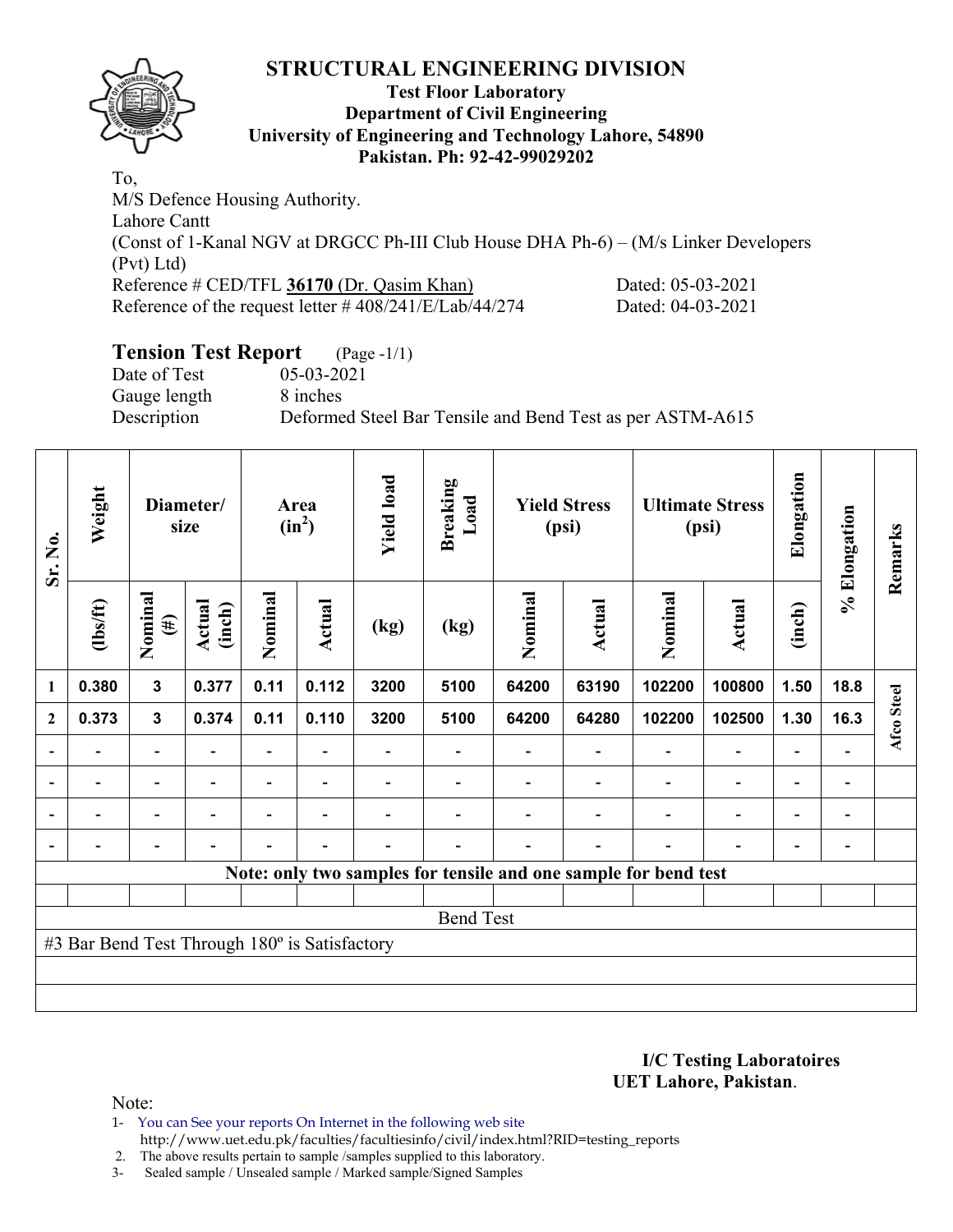# STRUCTURAL ENGINEERING DIVISION

**Test Floor Laboratory**
**Department of Civil Engineering**
**University of Engineering and Technology Lahore, 54890**
**Pakistan. Ph: 92-42-99029202**

To,
M/S Defence Housing Authority.
Lahore Cantt
(Const of 1-Kanal NGV at DRGCC Ph-III Club House DHA Ph-6) – (M/s Linker Developers (Pvt) Ltd)
Reference # CED/TFL **36170** (Dr. Qasim Khan) Dated: 05-03-2021
Reference of the request letter # 408/241/E/Lab/44/274 Dated: 04-03-2021

## Tension Test Report (Page -1/1)

Date of Test 05-03-2021
Gauge length 8 inches
Description Deformed Steel Bar Tensile and Bend Test as per ASTM-A615

| Sr. No. | Weight | Diameter/ size | | Area ($in^2$) | | Yield load | Breaking Load | Yield Stress (psi) | | Ultimate Stress (psi) | | Elongation | % Elongation | Remarks |
|---|---|---|---|---|---|---|---|---|---|---|---|---|---|---|
| | (lbs/ft) | Nominal (#) | Actual (inch) | Nominal | Actual | (kg) | (kg) | Nominal | Actual | Nominal | Actual | (inch) | | |
| 1 | 0.380 | 3 | 0.377 | 0.11 | 0.112 | 3200 | 5100 | 64200 | 63190 | 102200 | 100800 | 1.50 | 18.8 | Afco Steel |
| 2 | 0.373 | 3 | 0.374 | 0.11 | 0.110 | 3200 | 5100 | 64200 | 64280 | 102200 | 102500 | 1.30 | 16.3 | |
| - | - | - | - | - | - | - | - | - | - | - | - | - | - | |
| - | - | - | - | - | - | - | - | - | - | - | - | - | - | |
| - | - | - | - | - | - | - | - | - | - | - | - | - | - | |
| - | - | - | - | - | - | - | - | - | - | - | - | - | - | |
| Note: only two samples for tensile and one sample for bend test | | | | | | | | | | | | | | |
| Bend Test | | | | | | | | | | | | | | |
| #3 Bar Bend Test Through 180º is Satisfactory | | | | | | | | | | | | | | |

**I/C Testing Laboratoires**
**UET Lahore, Pakistan**.

Note:

1- You can See your reports On Internet in the following web site
http://www.uet.edu.pk/faculties/facultiesinfo/civil/index.html?RID=testing_reports
2. The above results pertain to sample /samples supplied to this laboratory.
3- Sealed sample / Unsealed sample / Marked sample/Signed Samples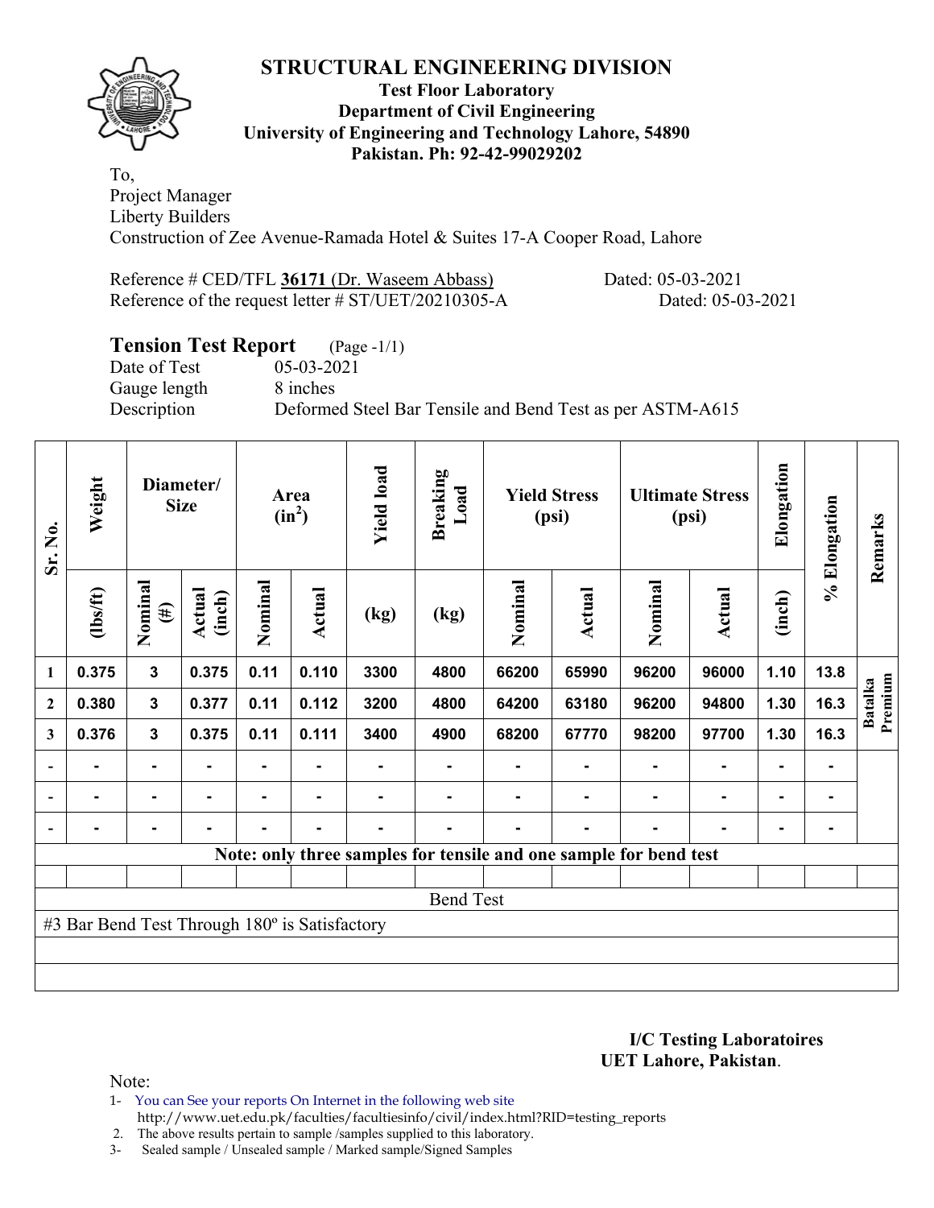# STRUCTURAL ENGINEERING DIVISION

**Test Floor Laboratory**
**Department of Civil Engineering**
**University of Engineering and Technology Lahore, 54890**
**Pakistan. Ph: 92-42-99029202**

To,
Project Manager
Liberty Builders
Construction of Zee Avenue-Ramada Hotel & Suites 17-A Cooper Road, Lahore

Reference # CED/TFL **36171** (Dr. Waseem Abbass) Dated: 05-03-2021
Reference of the request letter # ST/UET/20210305-A Dated: 05-03-2021

**Tension Test Report** (Page -1/1)
Date of Test 05-03-2021
Gauge length 8 inches
Description Deformed Steel Bar Tensile and Bend Test as per ASTM-A615

| Sr. No. | Weight | Diameter/ Size | | Area ($in^2$) | | Yield load | Breaking Load | Yield Stress (psi) | | Ultimate Stress (psi) | | Elongation | % Elongation | Remarks |
|---|---|---|---|---|---|---|---|---|---|---|---|---|---|---|
| | (lbs/ft) | Nominal (#) | Actual (inch) | Nominal | Actual | (kg) | (kg) | Nominal | Actual | Nominal | Actual | (inch) | | |
| 1 | 0.375 | 3 | 0.375 | 0.11 | 0.110 | 3300 | 4800 | 66200 | 65990 | 96200 | 96000 | 1.10 | 13.8 | Batalka Premium |
| 2 | 0.380 | 3 | 0.377 | 0.11 | 0.112 | 3200 | 4800 | 64200 | 63180 | 96200 | 94800 | 1.30 | 16.3 | |
| 3 | 0.376 | 3 | 0.375 | 0.11 | 0.111 | 3400 | 4900 | 68200 | 67770 | 98200 | 97700 | 1.30 | 16.3 | |
| - | - | - | - | - | - | - | - | - | - | - | - | - | - | |
| - | - | - | - | - | - | - | - | - | - | - | - | - | - | |
| - | - | - | - | - | - | - | - | - | - | - | - | - | - | |
| Note: only three samples for tensile and one sample for bend test | | | | | | | | | | | | | | |
| | | | | | | | | | | | | | | |
| Bend Test | | | | | | | | | | | | | | |
| #3 Bar Bend Test Through 180º is Satisfactory | | | | | | | | | | | | | | |

**I/C Testing Laboratoires**
**UET Lahore, Pakistan**.

Note:
1- You can See your reports On Internet in the following web site
http://www.uet.edu.pk/faculties/facultiesinfo/civil/index.html?RID=testing_reports
2. The above results pertain to sample /samples supplied to this laboratory.
3- Sealed sample / Unsealed sample / Marked sample/Signed Samples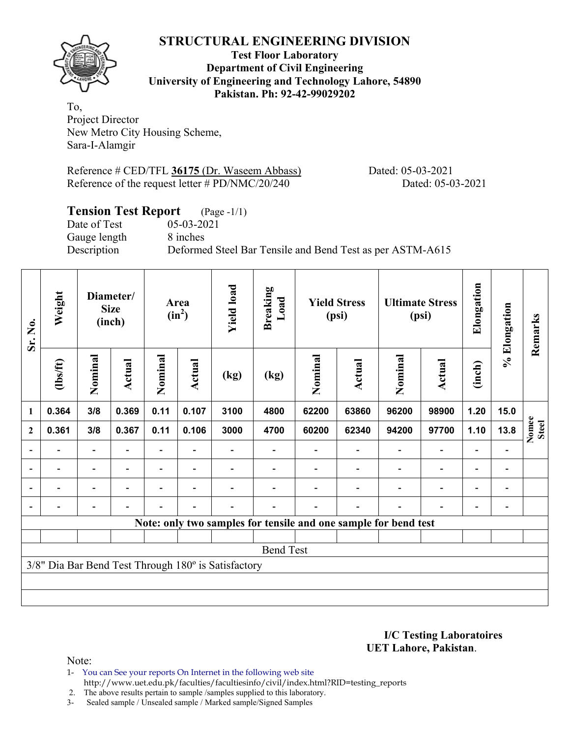# STRUCTURAL ENGINEERING DIVISION

**Test Floor Laboratory**
**Department of Civil Engineering**
**University of Engineering and Technology Lahore, 54890**
**Pakistan. Ph: 92-42-99029202**

To,
Project Director
New Metro City Housing Scheme,
Sara-I-Alamgir

Reference # CED/TFL **36175** (Dr. Waseem Abbass) Dated: 05-03-2021
Reference of the request letter # PD/NMC/20/240 Dated: 05-03-2021

## Tension Test Report (Page -1/1)

Date of Test 05-03-2021
Gauge length 8 inches
Description Deformed Steel Bar Tensile and Bend Test as per ASTM-A615

| Sr. No. | Weight | Diameter/ Size (inch) | | Area ($in^2$) | | Yield load | Breaking Load | Yield Stress (psi) | | Ultimate Stress (psi) | | Elongation | % Elongation | Remarks |
|---|---|---|---|---|---|---|---|---|---|---|---|---|---|---|
| | (lbs/ft) | Nominal | Actual | Nominal | Actual | (kg) | (kg) | Nominal | Actual | Nominal | Actual | (inch) | | |
| 1 | 0.364 | 3/8 | 0.369 | 0.11 | 0.107 | 3100 | 4800 | 62200 | 63860 | 96200 | 98900 | 1.20 | 15.0 | Nomee Steel |
| 2 | 0.361 | 3/8 | 0.367 | 0.11 | 0.106 | 3000 | 4700 | 60200 | 62340 | 94200 | 97700 | 1.10 | 13.8 | |
| - | - | - | - | - | - | - | - | - | - | - | - | - | - | |
| - | - | - | - | - | - | - | - | - | - | - | - | - | - | |
| - | - | - | - | - | - | - | - | - | - | - | - | - | - | |
| - | - | - | - | - | - | - | - | - | - | - | - | - | - | |

**Note: only two samples for tensile and one sample for bend test**

Bend Test

3/8" Dia Bar Bend Test Through 180º is Satisfactory

**I/C Testing Laboratoires**
**UET Lahore, Pakistan**.

Note:
1- You can See your reports On Internet in the following web site
http://www.uet.edu.pk/faculties/facultiesinfo/civil/index.html?RID=testing_reports
2. The above results pertain to sample /samples supplied to this laboratory.
3- Sealed sample / Unsealed sample / Marked sample/Signed Samples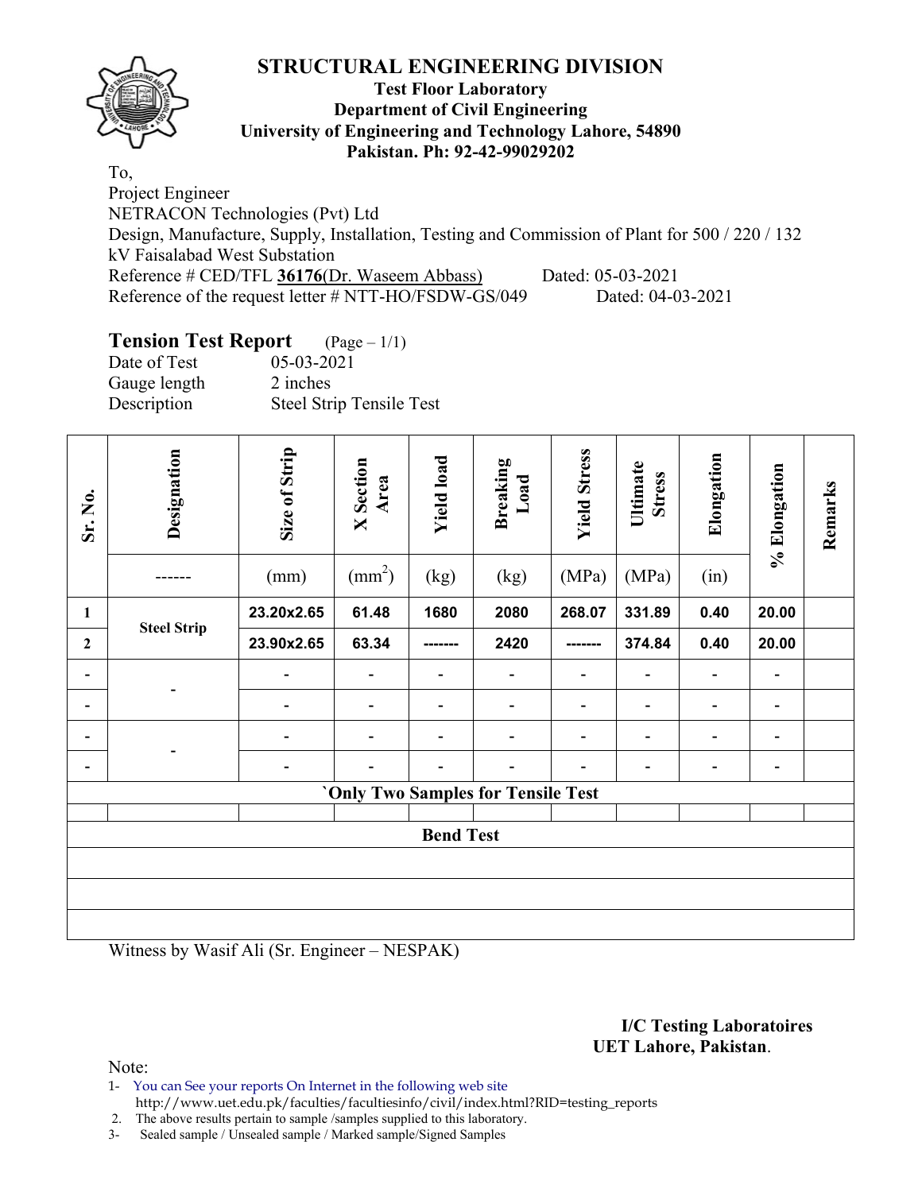# STRUCTURAL ENGINEERING DIVISION

**Test Floor Laboratory**
**Department of Civil Engineering**
**University of Engineering and Technology Lahore, 54890**
**Pakistan. Ph: 92-42-99029202**

To,
Project Engineer
NETRACON Technologies (Pvt) Ltd
Design, Manufacture, Supply, Installation, Testing and Commission of Plant for 500 / 220 / 132 kV Faisalabad West Substation
Reference # CED/TFL **36176**(Dr. Waseem Abbass) Dated: 05-03-2021
Reference of the request letter # NTT-HO/FSDW-GS/049 Dated: 04-03-2021

## Tension Test Report (Page – 1/1)

Date of Test 05-03-2021
Gauge length 2 inches
Description Steel Strip Tensile Test

| Sr. No. | Designation | Size of Strip | X Section Area | Yield load | Breaking Load | Yield Stress | Ultimate Stress | Elongation | % Elongation | Remarks |
|---|---|---|---|---|---|---|---|---|---|---|
| | ------ | (mm) | ($mm^2$) | (kg) | (kg) | (MPa) | (MPa) | (in) | | |
| **1** | **Steel Strip** | **23.20x2.65** | **61.48** | **1680** | **2080** | **268.07** | **331.89** | **0.40** | **20.00** | |
| **2** | | **23.90x2.65** | **63.34** | ------- | **2420** | ------- | **374.84** | **0.40** | **20.00** | |
| - | - | - | - | - | - | - | - | - | - | |
| - | | - | - | - | - | - | - | - | - | |
| - | - | - | - | - | - | - | - | - | - | |
| - | | - | - | - | - | - | - | - | - | |
| **`Only Two Samples for Tensile Test** | | | | | | | | | | |
| | | | | | | | | | | |
| **Bend Test** | | | | | | | | | | |
| | | | | | | | | | | |
| | | | | | | | | | | |
| | | | | | | | | | | |

Witness by Wasif Ali (Sr. Engineer – NESPAK)

**I/C Testing Laboratoires**
**UET Lahore, Pakistan**.

Note:
1- You can See your reports On Internet in the following web site
http://www.uet.edu.pk/faculties/facultiesinfo/civil/index.html?RID=testing_reports
2. The above results pertain to sample /samples supplied to this laboratory.
3- Sealed sample / Unsealed sample / Marked sample/Signed Samples